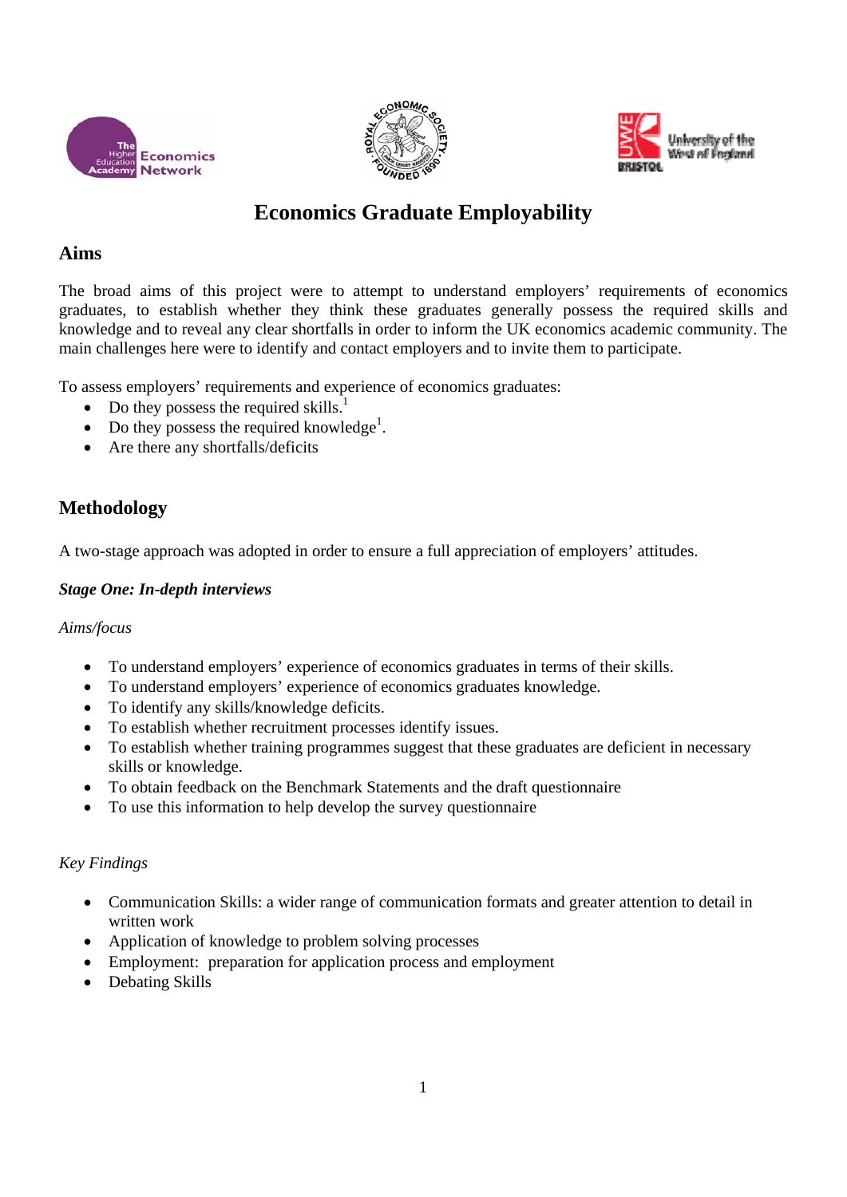# Economics Graduate Employability

## Aims

The broad aims of this project were to attempt to understand employers' requirements of economics graduates, to establish whether they think these graduates generally possess the required skills and knowledge and to reveal any clear shortfalls in order to inform the UK economics academic community. The main challenges here were to identify and contact employers and to invite them to participate.

To assess employers' requirements and experience of economics graduates:

- Do they possess the required skills.[1]
- Do they possess the required knowledge[1].
- Are there any shortfalls/deficits

## Methodology

A two-stage approach was adopted in order to ensure a full appreciation of employers' attitudes.

### *Stage One: In-depth interviews*

*Aims/focus*

- To understand employers' experience of economics graduates in terms of their skills.
- To understand employers' experience of economics graduates knowledge.
- To identify any skills/knowledge deficits.
- To establish whether recruitment processes identify issues.
- To establish whether training programmes suggest that these graduates are deficient in necessary skills or knowledge.
- To obtain feedback on the Benchmark Statements and the draft questionnaire
- To use this information to help develop the survey questionnaire

*Key Findings*

- Communication Skills: a wider range of communication formats and greater attention to detail in written work
- Application of knowledge to problem solving processes
- Employment: preparation for application process and employment
- Debating Skills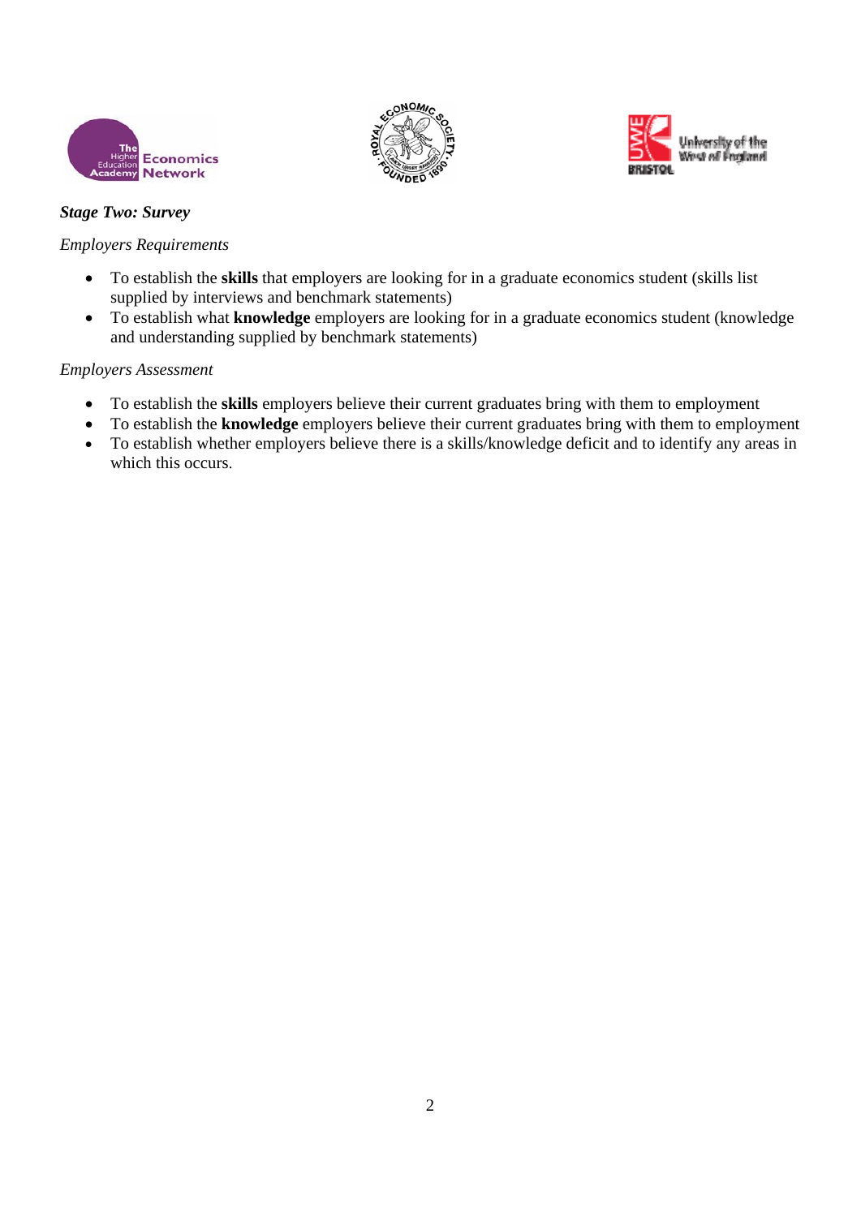***Stage Two: Survey***

*Employers Requirements*

- To establish the **skills** that employers are looking for in a graduate economics student (skills list supplied by interviews and benchmark statements)
- To establish what **knowledge** employers are looking for in a graduate economics student (knowledge and understanding supplied by benchmark statements)

*Employers Assessment*

- To establish the **skills** employers believe their current graduates bring with them to employment
- To establish the **knowledge** employers believe their current graduates bring with them to employment
- To establish whether employers believe there is a skills/knowledge deficit and to identify any areas in which this occurs.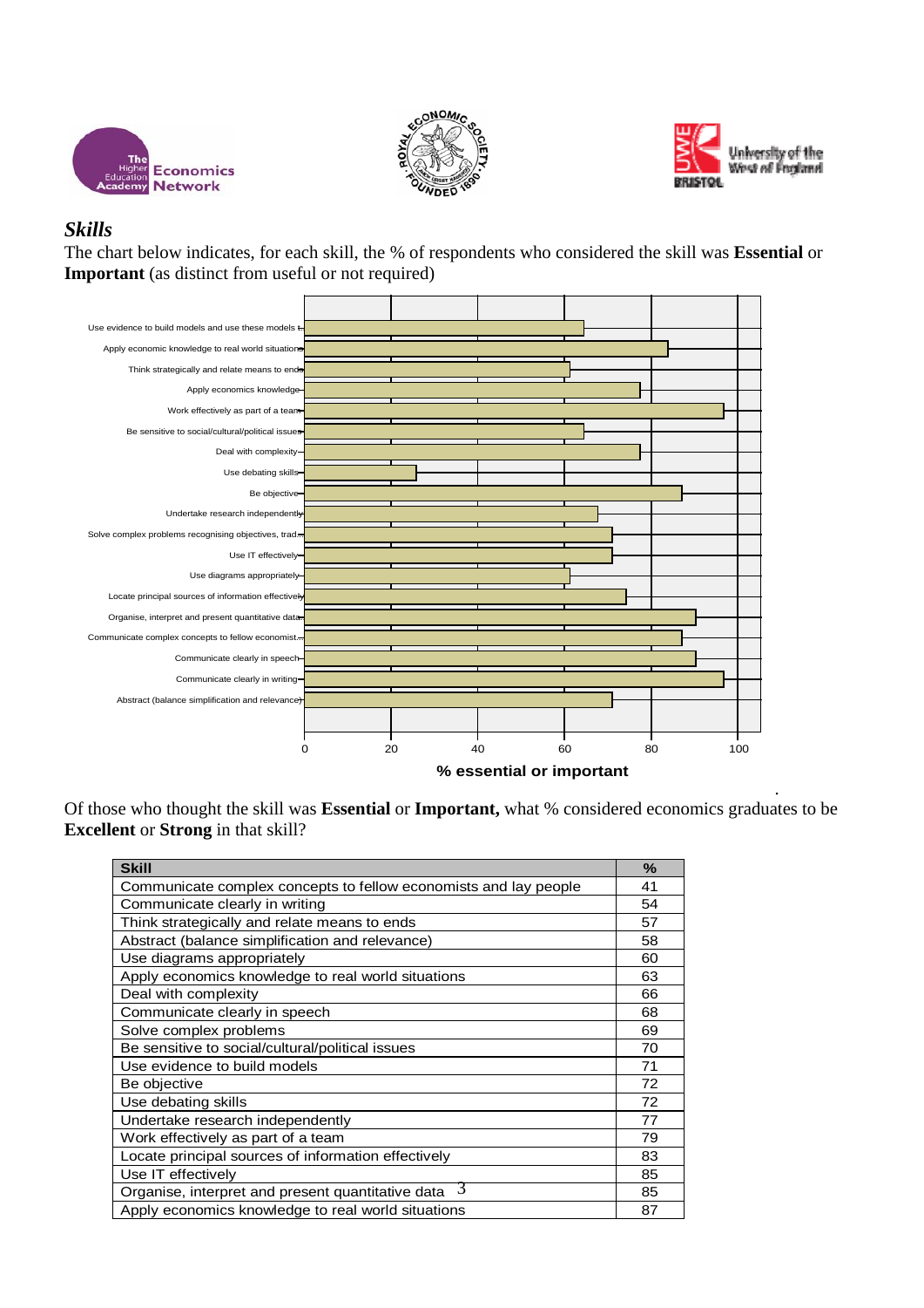## *Skills*

The chart below indicates, for each skill, the % of respondents who considered the skill was **Essential** or **Important** (as distinct from useful or not required)

Of those who thought the skill was **Essential** or **Important,** what % considered economics graduates to be **Excellent** or **Strong** in that skill?

| Skill | % |
|---|---|
| Communicate complex concepts to fellow economists and lay people | 41 |
| Communicate clearly in writing | 54 |
| Think strategically and relate means to ends | 57 |
| Abstract (balance simplification and relevance) | 58 |
| Use diagrams appropriately | 60 |
| Apply economics knowledge to real world situations | 63 |
| Deal with complexity | 66 |
| Communicate clearly in speech | 68 |
| Solve complex problems | 69 |
| Be sensitive to social/cultural/political issues | 70 |
| Use evidence to build models | 71 |
| Be objective | 72 |
| Use debating skills | 72 |
| Undertake research independently | 77 |
| Work effectively as part of a team | 79 |
| Locate principal sources of information effectively | 83 |
| Use IT effectively | 85 |
| Organise, interpret and present quantitative data | 85 |
| Apply economics knowledge to real world situations | 87 |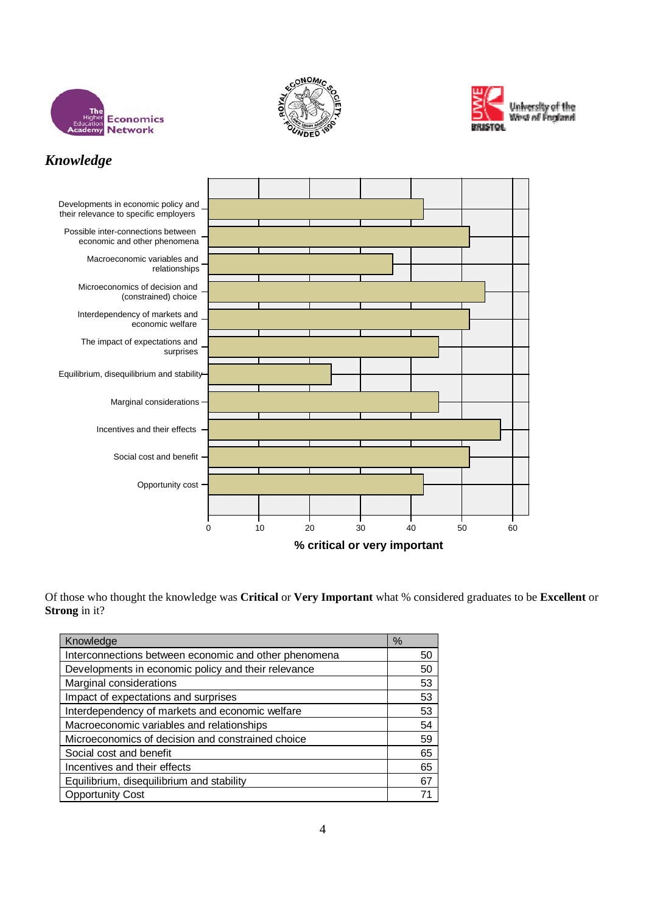## *Knowledge*

| Knowledge | % critical or very important |
|---|---|
| Developments in economic policy and their relevance to specific employers | 42 |
| Possible inter-connections between economic and other phenomena | 51 |
| Macroeconomic variables and relationships | 36 |
| Microeconomics of decision and (constrained) choice | 54 |
| Interdependency of markets and economic welfare | 51 |
| The impact of expectations and surprises | 45 |
| Equilibrium, disequilibrium and stability | 24 |
| Marginal considerations | 45 |
| Incentives and their effects | 57 |
| Social cost and benefit | 51 |
| Opportunity cost | 42 |

Of those who thought the knowledge was **Critical** or **Very Important** what % considered graduates to be **Excellent** or **Strong** in it?

| Knowledge | % |
|---|---|
| Interconnections between economic and other phenomena | 50 |
| Developments in economic policy and their relevance | 50 |
| Marginal considerations | 53 |
| Impact of expectations and surprises | 53 |
| Interdependency of markets and economic welfare | 53 |
| Macroeconomic variables and relationships | 54 |
| Microeconomics of decision and constrained choice | 59 |
| Social cost and benefit | 65 |
| Incentives and their effects | 65 |
| Equilibrium, disequilibrium and stability | 67 |
| Opportunity Cost | 71 |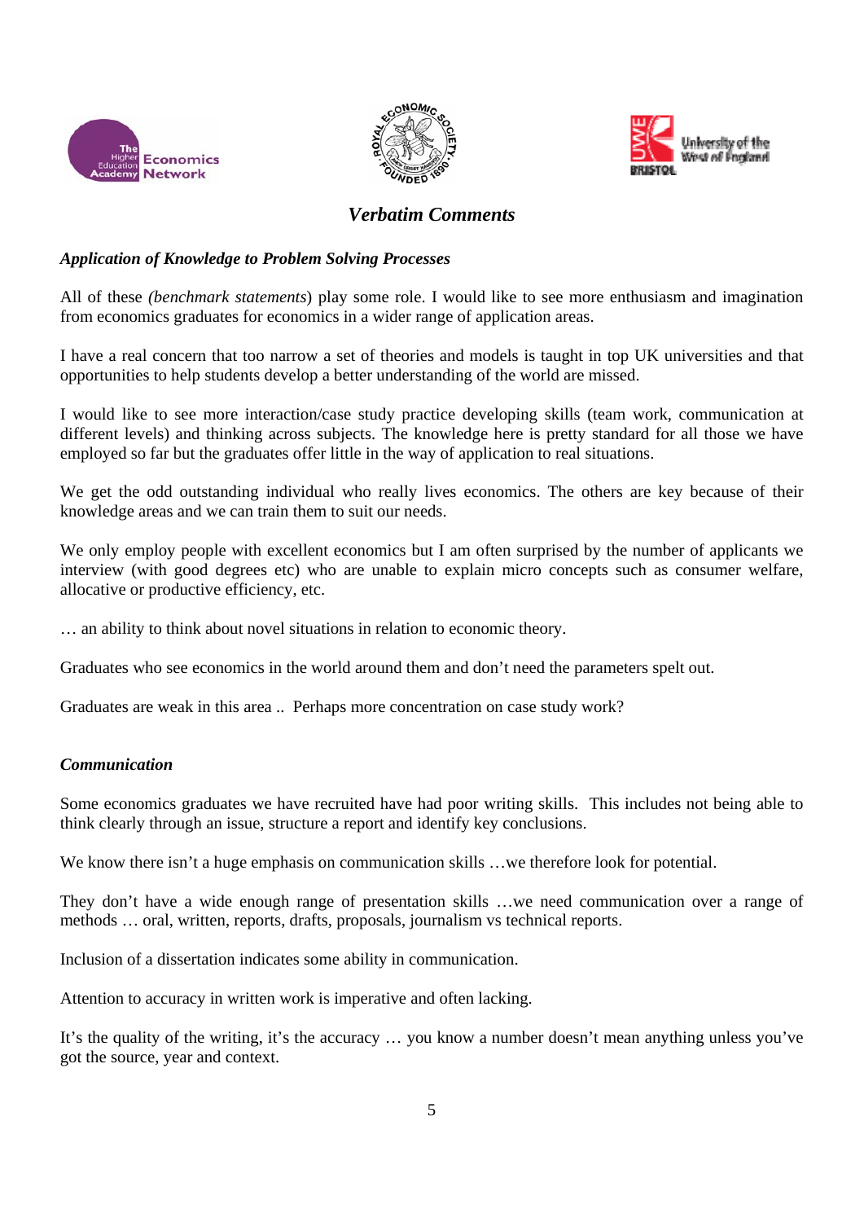## *Verbatim Comments*

### *Application of Knowledge to Problem Solving Processes*

All of these *(benchmark statements*) play some role. I would like to see more enthusiasm and imagination from economics graduates for economics in a wider range of application areas.

I have a real concern that too narrow a set of theories and models is taught in top UK universities and that opportunities to help students develop a better understanding of the world are missed.

I would like to see more interaction/case study practice developing skills (team work, communication at different levels) and thinking across subjects. The knowledge here is pretty standard for all those we have employed so far but the graduates offer little in the way of application to real situations.

We get the odd outstanding individual who really lives economics. The others are key because of their knowledge areas and we can train them to suit our needs.

We only employ people with excellent economics but I am often surprised by the number of applicants we interview (with good degrees etc) who are unable to explain micro concepts such as consumer welfare, allocative or productive efficiency, etc.

… an ability to think about novel situations in relation to economic theory.

Graduates who see economics in the world around them and don't need the parameters spelt out.

Graduates are weak in this area .. Perhaps more concentration on case study work?

### *Communication*

Some economics graduates we have recruited have had poor writing skills. This includes not being able to think clearly through an issue, structure a report and identify key conclusions.

We know there isn't a huge emphasis on communication skills …we therefore look for potential.

They don't have a wide enough range of presentation skills …we need communication over a range of methods … oral, written, reports, drafts, proposals, journalism vs technical reports.

Inclusion of a dissertation indicates some ability in communication.

Attention to accuracy in written work is imperative and often lacking.

It's the quality of the writing, it's the accuracy … you know a number doesn't mean anything unless you've got the source, year and context.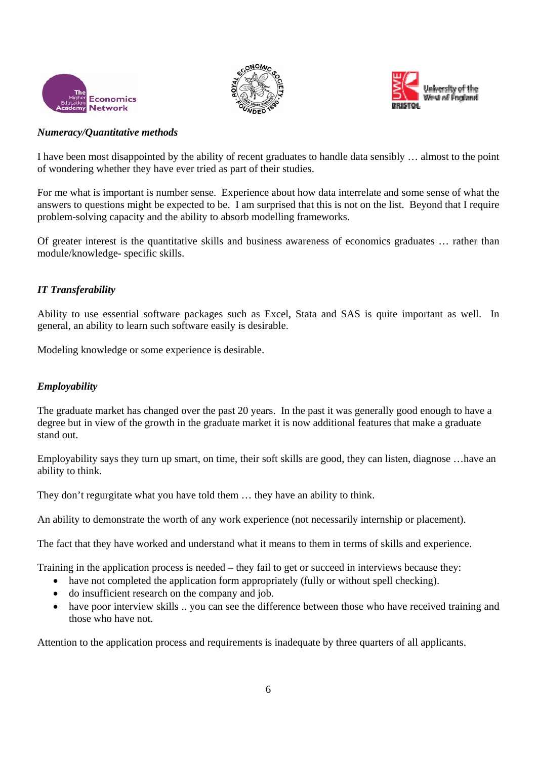*Numeracy/Quantitative methods*

I have been most disappointed by the ability of recent graduates to handle data sensibly … almost to the point of wondering whether they have ever tried as part of their studies.

For me what is important is number sense. Experience about how data interrelate and some sense of what the answers to questions might be expected to be. I am surprised that this is not on the list. Beyond that I require problem-solving capacity and the ability to absorb modelling frameworks.

Of greater interest is the quantitative skills and business awareness of economics graduates … rather than module/knowledge- specific skills.

*IT Transferability*

Ability to use essential software packages such as Excel, Stata and SAS is quite important as well. In general, an ability to learn such software easily is desirable.

Modeling knowledge or some experience is desirable.

*Employability*

The graduate market has changed over the past 20 years. In the past it was generally good enough to have a degree but in view of the growth in the graduate market it is now additional features that make a graduate stand out.

Employability says they turn up smart, on time, their soft skills are good, they can listen, diagnose …have an ability to think.

They don't regurgitate what you have told them … they have an ability to think.

An ability to demonstrate the worth of any work experience (not necessarily internship or placement).

The fact that they have worked and understand what it means to them in terms of skills and experience.

Training in the application process is needed – they fail to get or succeed in interviews because they:

- have not completed the application form appropriately (fully or without spell checking).
- do insufficient research on the company and job.
- have poor interview skills .. you can see the difference between those who have received training and those who have not.

Attention to the application process and requirements is inadequate by three quarters of all applicants.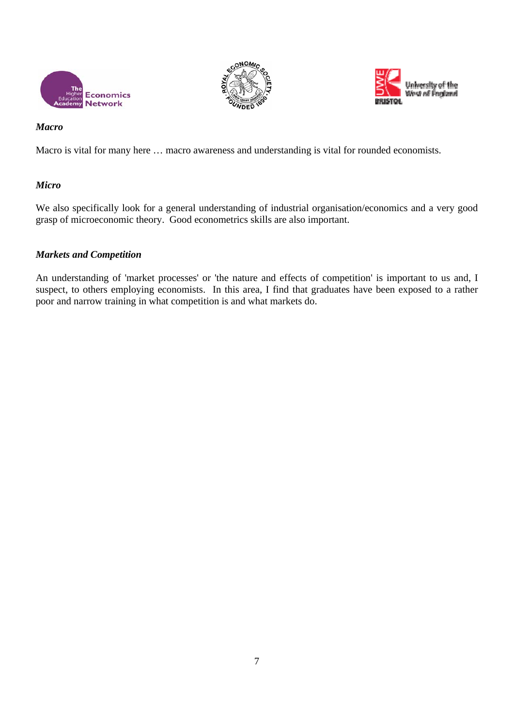*Macro*

Macro is vital for many here … macro awareness and understanding is vital for rounded economists.

*Micro*

We also specifically look for a general understanding of industrial organisation/economics and a very good grasp of microeconomic theory. Good econometrics skills are also important.

*Markets and Competition*

An understanding of 'market processes' or 'the nature and effects of competition' is important to us and, I suspect, to others employing economists. In this area, I find that graduates have been exposed to a rather poor and narrow training in what competition is and what markets do.